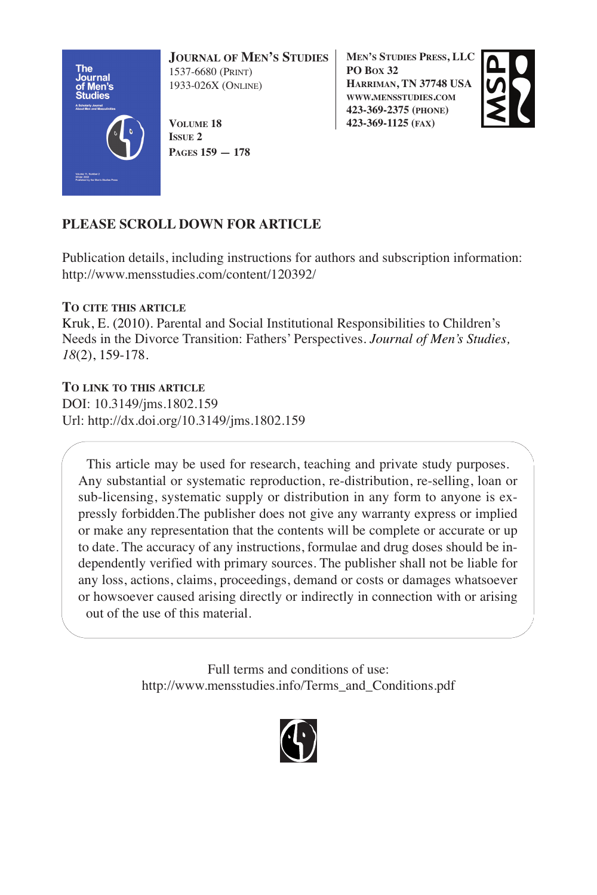**Journal of Men's Studies**
1537-6680 (Print)
1933-026X (Online)

**Volume 18**
**Issue 2**
**Pages 159 — 178**

**Men's Studies Press, LLC**
**PO Box 32**
**Harriman, TN 37748 USA**
**www.mensstudies.com**
**423-369-2375 (phone)**
**423-369-1125 (fax)**

## PLEASE SCROLL DOWN FOR ARTICLE

Publication details, including instructions for authors and subscription information:
http://www.mensstudies.com/content/120392/

**To cite this article**
Kruk, E. (2010). Parental and Social Institutional Responsibilities to Children's Needs in the Divorce Transition: Fathers' Perspectives. *Journal of Men's Studies, 18*(2), 159-178.

**To link to this article**
DOI: 10.3149/jms.1802.159
Url: http://dx.doi.org/10.3149/jms.1802.159

This article may be used for research, teaching and private study purposes. Any substantial or systematic reproduction, re-distribution, re-selling, loan or sub-licensing, systematic supply or distribution in any form to anyone is expressly forbidden.The publisher does not give any warranty express or implied or make any representation that the contents will be complete or accurate or up to date. The accuracy of any instructions, formulae and drug doses should be independently verified with primary sources. The publisher shall not be liable for any loss, actions, claims, proceedings, demand or costs or damages whatsoever or howsoever caused arising directly or indirectly in connection with or arising out of the use of this material.

Full terms and conditions of use:
http://www.mensstudies.info/Terms_and_Conditions.pdf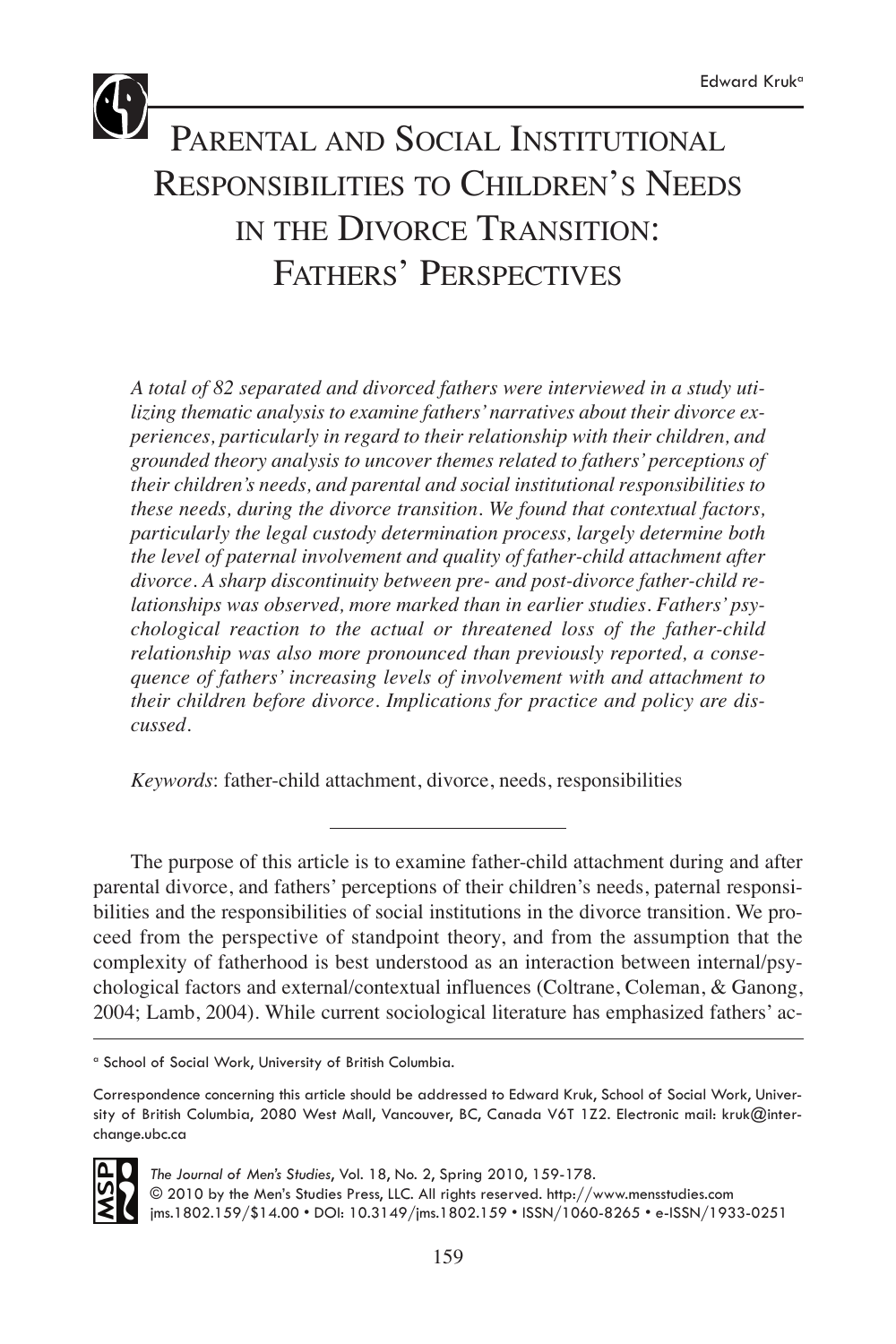# Parental and Social Institutional Responsibilities to Children's Needs in the Divorce Transition: Fathers' Perspectives

Edward Kruk[a]

*A total of 82 separated and divorced fathers were interviewed in a study utilizing thematic analysis to examine fathers' narratives about their divorce experiences, particularly in regard to their relationship with their children, and grounded theory analysis to uncover themes related to fathers' perceptions of their children's needs, and parental and social institutional responsibilities to these needs, during the divorce transition. We found that contextual factors, particularly the legal custody determination process, largely determine both the level of paternal involvement and quality of father-child attachment after divorce. A sharp discontinuity between pre- and post-divorce father-child relationships was observed, more marked than in earlier studies. Fathers' psychological reaction to the actual or threatened loss of the father-child relationship was also more pronounced than previously reported, a consequence of fathers' increasing levels of involvement with and attachment to their children before divorce. Implications for practice and policy are discussed.*

*Keywords*: father-child attachment, divorce, needs, responsibilities

---

The purpose of this article is to examine father-child attachment during and after parental divorce, and fathers' perceptions of their children's needs, paternal responsibilities and the responsibilities of social institutions in the divorce transition. We proceed from the perspective of standpoint theory, and from the assumption that the complexity of fatherhood is best understood as an interaction between internal/psychological factors and external/contextual influences (Coltrane, Coleman, & Ganong, 2004; Lamb, 2004). While current sociological literature has emphasized fathers' ac-

[a] School of Social Work, University of British Columbia.

Correspondence concerning this article should be addressed to Edward Kruk, School of Social Work, University of British Columbia, 2080 West Mall, Vancouver, BC, Canada V6T 1Z2. Electronic mail: kruk@interchange.ubc.ca

*The Journal of Men's Studies*, Vol. 18, No. 2, Spring 2010, 159-178.
© 2010 by the Men's Studies Press, LLC. All rights reserved. http://www.mensstudies.com
jms.1802.159/$14.00 • DOI: 10.3149/jms.1802.159 • ISSN/1060-8265 • e-ISSN/1933-0251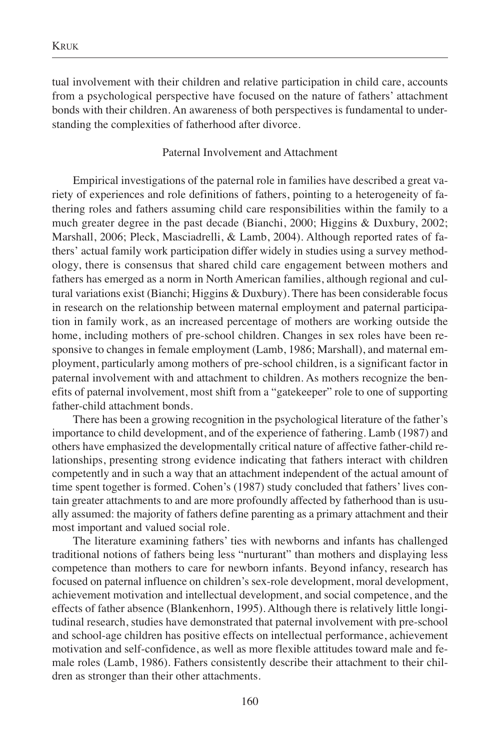tual involvement with their children and relative participation in child care, accounts from a psychological perspective have focused on the nature of fathers' attachment bonds with their children. An awareness of both perspectives is fundamental to understanding the complexities of fatherhood after divorce.

## Paternal Involvement and Attachment

Empirical investigations of the paternal role in families have described a great variety of experiences and role definitions of fathers, pointing to a heterogeneity of fathering roles and fathers assuming child care responsibilities within the family to a much greater degree in the past decade (Bianchi, 2000; Higgins & Duxbury, 2002; Marshall, 2006; Pleck, Masciadrelli, & Lamb, 2004). Although reported rates of fathers' actual family work participation differ widely in studies using a survey methodology, there is consensus that shared child care engagement between mothers and fathers has emerged as a norm in North American families, although regional and cultural variations exist (Bianchi; Higgins & Duxbury). There has been considerable focus in research on the relationship between maternal employment and paternal participation in family work, as an increased percentage of mothers are working outside the home, including mothers of pre-school children. Changes in sex roles have been responsive to changes in female employment (Lamb, 1986; Marshall), and maternal employment, particularly among mothers of pre-school children, is a significant factor in paternal involvement with and attachment to children. As mothers recognize the benefits of paternal involvement, most shift from a "gatekeeper" role to one of supporting father-child attachment bonds.

There has been a growing recognition in the psychological literature of the father's importance to child development, and of the experience of fathering. Lamb (1987) and others have emphasized the developmentally critical nature of affective father-child relationships, presenting strong evidence indicating that fathers interact with children competently and in such a way that an attachment independent of the actual amount of time spent together is formed. Cohen's (1987) study concluded that fathers' lives contain greater attachments to and are more profoundly affected by fatherhood than is usually assumed: the majority of fathers define parenting as a primary attachment and their most important and valued social role.

The literature examining fathers' ties with newborns and infants has challenged traditional notions of fathers being less "nurturant" than mothers and displaying less competence than mothers to care for newborn infants. Beyond infancy, research has focused on paternal influence on children's sex-role development, moral development, achievement motivation and intellectual development, and social competence, and the effects of father absence (Blankenhorn, 1995). Although there is relatively little longitudinal research, studies have demonstrated that paternal involvement with pre-school and school-age children has positive effects on intellectual performance, achievement motivation and self-confidence, as well as more flexible attitudes toward male and female roles (Lamb, 1986). Fathers consistently describe their attachment to their children as stronger than their other attachments.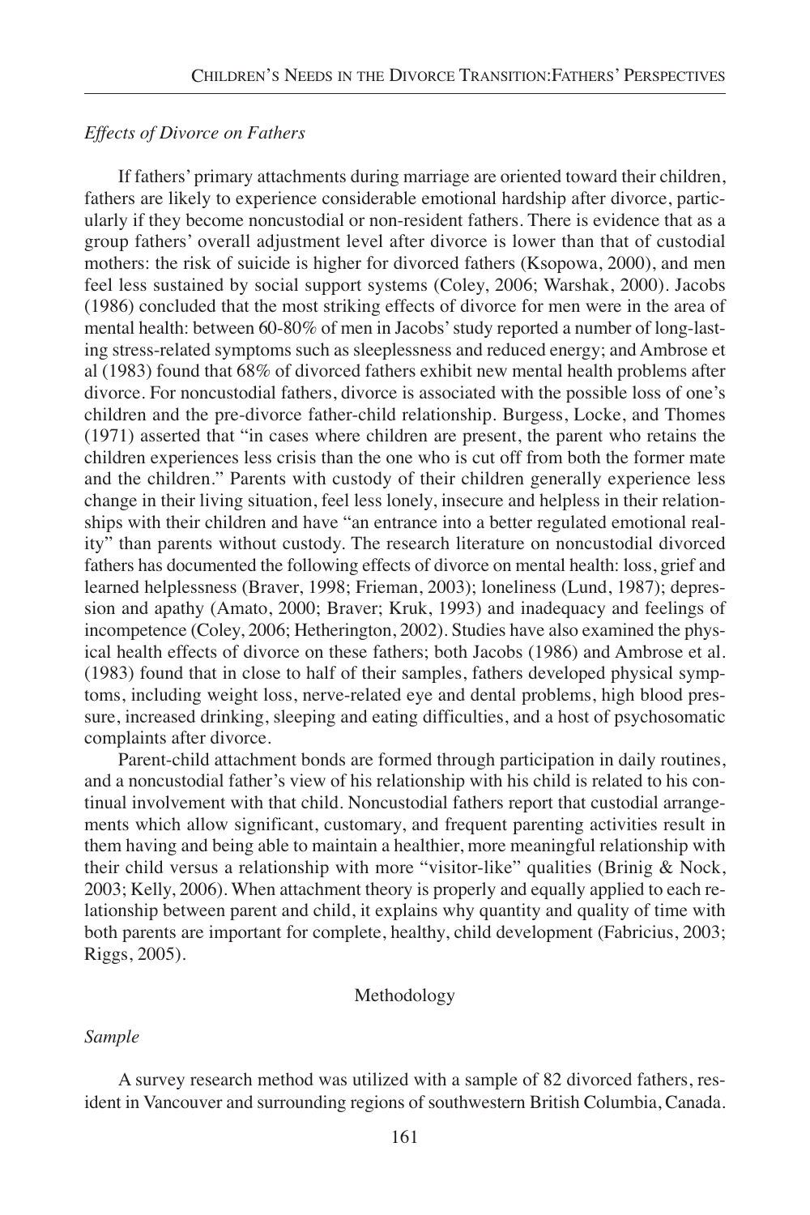### *Effects of Divorce on Fathers*

If fathers' primary attachments during marriage are oriented toward their children, fathers are likely to experience considerable emotional hardship after divorce, particularly if they become noncustodial or non-resident fathers. There is evidence that as a group fathers' overall adjustment level after divorce is lower than that of custodial mothers: the risk of suicide is higher for divorced fathers (Ksopowa, 2000), and men feel less sustained by social support systems (Coley, 2006; Warshak, 2000). Jacobs (1986) concluded that the most striking effects of divorce for men were in the area of mental health: between 60-80% of men in Jacobs' study reported a number of long-lasting stress-related symptoms such as sleeplessness and reduced energy; and Ambrose et al (1983) found that 68% of divorced fathers exhibit new mental health problems after divorce. For noncustodial fathers, divorce is associated with the possible loss of one's children and the pre-divorce father-child relationship. Burgess, Locke, and Thomes (1971) asserted that "in cases where children are present, the parent who retains the children experiences less crisis than the one who is cut off from both the former mate and the children." Parents with custody of their children generally experience less change in their living situation, feel less lonely, insecure and helpless in their relationships with their children and have "an entrance into a better regulated emotional reality" than parents without custody. The research literature on noncustodial divorced fathers has documented the following effects of divorce on mental health: loss, grief and learned helplessness (Braver, 1998; Frieman, 2003); loneliness (Lund, 1987); depression and apathy (Amato, 2000; Braver; Kruk, 1993) and inadequacy and feelings of incompetence (Coley, 2006; Hetherington, 2002). Studies have also examined the physical health effects of divorce on these fathers; both Jacobs (1986) and Ambrose et al. (1983) found that in close to half of their samples, fathers developed physical symptoms, including weight loss, nerve-related eye and dental problems, high blood pressure, increased drinking, sleeping and eating difficulties, and a host of psychosomatic complaints after divorce.

Parent-child attachment bonds are formed through participation in daily routines, and a noncustodial father's view of his relationship with his child is related to his continual involvement with that child. Noncustodial fathers report that custodial arrangements which allow significant, customary, and frequent parenting activities result in them having and being able to maintain a healthier, more meaningful relationship with their child versus a relationship with more "visitor-like" qualities (Brinig & Nock, 2003; Kelly, 2006). When attachment theory is properly and equally applied to each relationship between parent and child, it explains why quantity and quality of time with both parents are important for complete, healthy, child development (Fabricius, 2003; Riggs, 2005).

## Methodology

### *Sample*

A survey research method was utilized with a sample of 82 divorced fathers, resident in Vancouver and surrounding regions of southwestern British Columbia, Canada.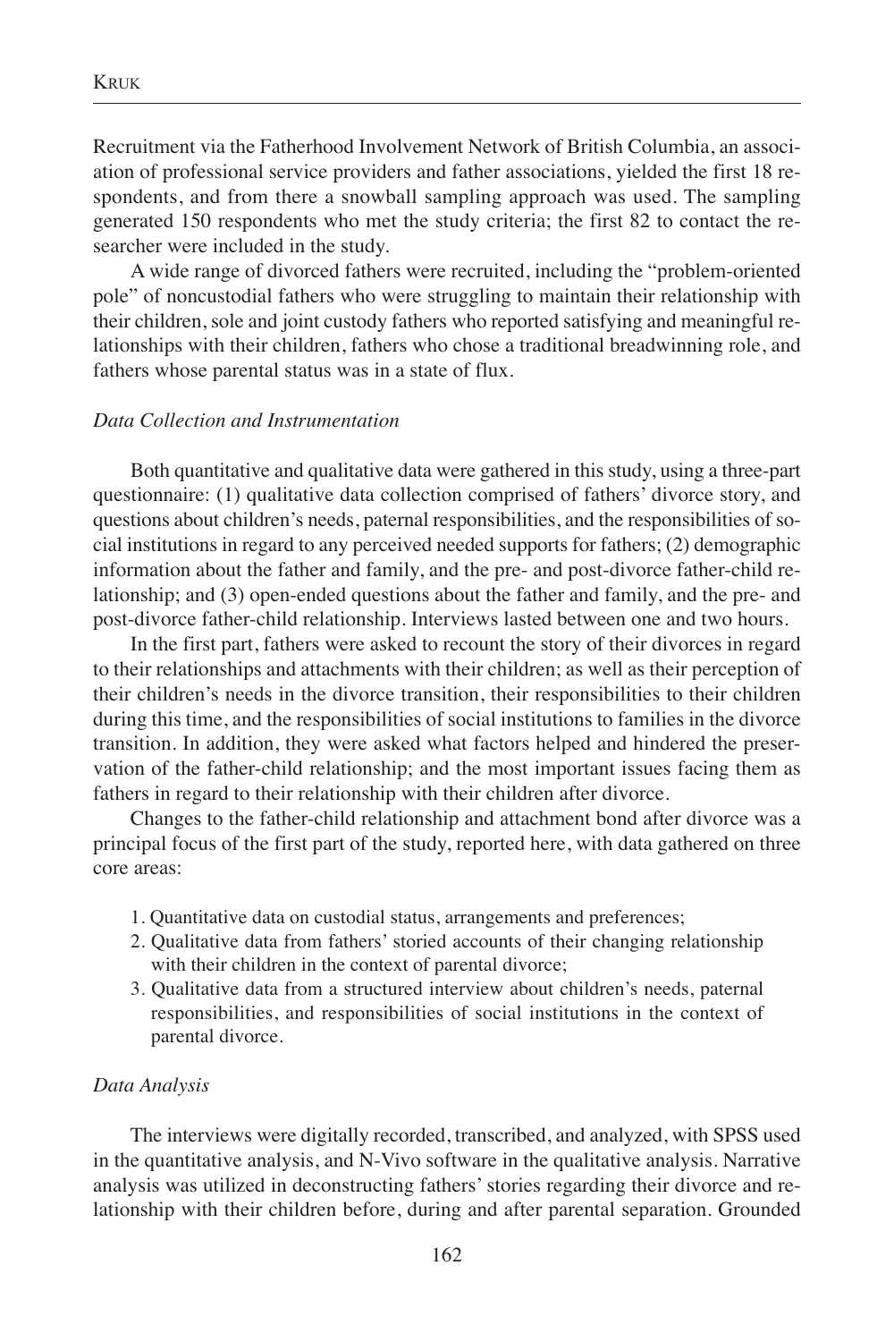Recruitment via the Fatherhood Involvement Network of British Columbia, an association of professional service providers and father associations, yielded the first 18 respondents, and from there a snowball sampling approach was used. The sampling generated 150 respondents who met the study criteria; the first 82 to contact the researcher were included in the study.

A wide range of divorced fathers were recruited, including the "problem-oriented pole" of noncustodial fathers who were struggling to maintain their relationship with their children, sole and joint custody fathers who reported satisfying and meaningful relationships with their children, fathers who chose a traditional breadwinning role, and fathers whose parental status was in a state of flux.

### *Data Collection and Instrumentation*

Both quantitative and qualitative data were gathered in this study, using a three-part questionnaire: (1) qualitative data collection comprised of fathers' divorce story, and questions about children's needs, paternal responsibilities, and the responsibilities of social institutions in regard to any perceived needed supports for fathers; (2) demographic information about the father and family, and the pre- and post-divorce father-child relationship; and (3) open-ended questions about the father and family, and the pre- and post-divorce father-child relationship. Interviews lasted between one and two hours.

In the first part, fathers were asked to recount the story of their divorces in regard to their relationships and attachments with their children; as well as their perception of their children's needs in the divorce transition, their responsibilities to their children during this time, and the responsibilities of social institutions to families in the divorce transition. In addition, they were asked what factors helped and hindered the preservation of the father-child relationship; and the most important issues facing them as fathers in regard to their relationship with their children after divorce.

Changes to the father-child relationship and attachment bond after divorce was a principal focus of the first part of the study, reported here, with data gathered on three core areas:

1. Quantitative data on custodial status, arrangements and preferences;
2. Qualitative data from fathers' storied accounts of their changing relationship with their children in the context of parental divorce;
3. Qualitative data from a structured interview about children's needs, paternal responsibilities, and responsibilities of social institutions in the context of parental divorce.

### *Data Analysis*

The interviews were digitally recorded, transcribed, and analyzed, with SPSS used in the quantitative analysis, and N-Vivo software in the qualitative analysis. Narrative analysis was utilized in deconstructing fathers' stories regarding their divorce and relationship with their children before, during and after parental separation. Grounded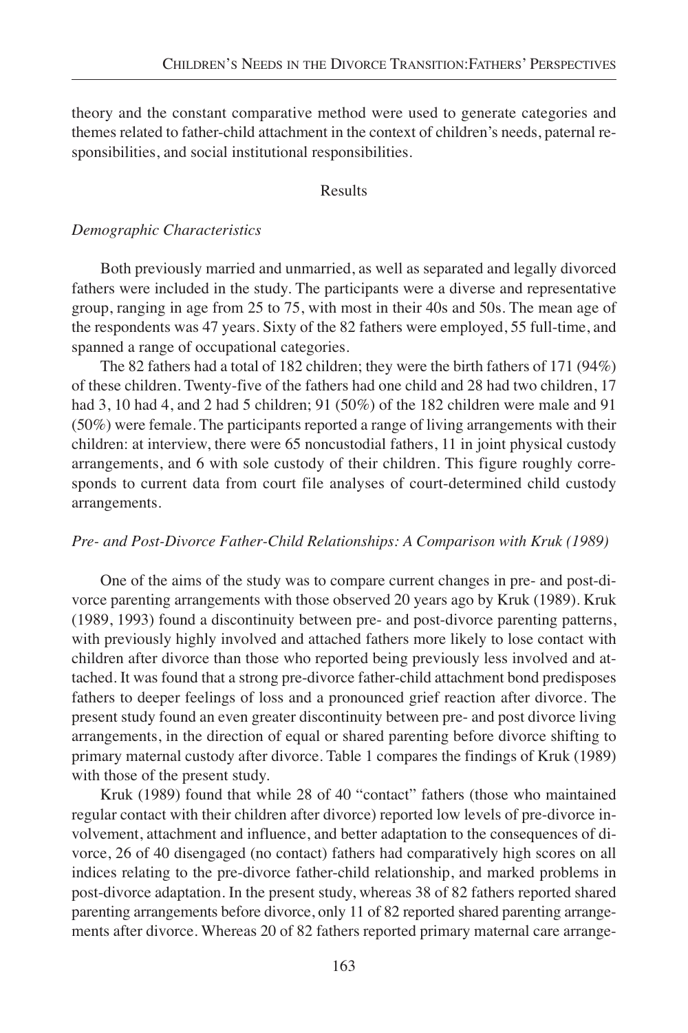theory and the constant comparative method were used to generate categories and themes related to father-child attachment in the context of children's needs, paternal responsibilities, and social institutional responsibilities.

## Results

### *Demographic Characteristics*

Both previously married and unmarried, as well as separated and legally divorced fathers were included in the study. The participants were a diverse and representative group, ranging in age from 25 to 75, with most in their 40s and 50s. The mean age of the respondents was 47 years. Sixty of the 82 fathers were employed, 55 full-time, and spanned a range of occupational categories.

The 82 fathers had a total of 182 children; they were the birth fathers of 171 (94%) of these children. Twenty-five of the fathers had one child and 28 had two children, 17 had 3, 10 had 4, and 2 had 5 children; 91 (50%) of the 182 children were male and 91 (50%) were female. The participants reported a range of living arrangements with their children: at interview, there were 65 noncustodial fathers, 11 in joint physical custody arrangements, and 6 with sole custody of their children. This figure roughly corresponds to current data from court file analyses of court-determined child custody arrangements.

### *Pre- and Post-Divorce Father-Child Relationships: A Comparison with Kruk (1989)*

One of the aims of the study was to compare current changes in pre- and post-divorce parenting arrangements with those observed 20 years ago by Kruk (1989). Kruk (1989, 1993) found a discontinuity between pre- and post-divorce parenting patterns, with previously highly involved and attached fathers more likely to lose contact with children after divorce than those who reported being previously less involved and attached. It was found that a strong pre-divorce father-child attachment bond predisposes fathers to deeper feelings of loss and a pronounced grief reaction after divorce. The present study found an even greater discontinuity between pre- and post divorce living arrangements, in the direction of equal or shared parenting before divorce shifting to primary maternal custody after divorce. Table 1 compares the findings of Kruk (1989) with those of the present study.

Kruk (1989) found that while 28 of 40 "contact" fathers (those who maintained regular contact with their children after divorce) reported low levels of pre-divorce involvement, attachment and influence, and better adaptation to the consequences of divorce, 26 of 40 disengaged (no contact) fathers had comparatively high scores on all indices relating to the pre-divorce father-child relationship, and marked problems in post-divorce adaptation. In the present study, whereas 38 of 82 fathers reported shared parenting arrangements before divorce, only 11 of 82 reported shared parenting arrangements after divorce. Whereas 20 of 82 fathers reported primary maternal care arrange-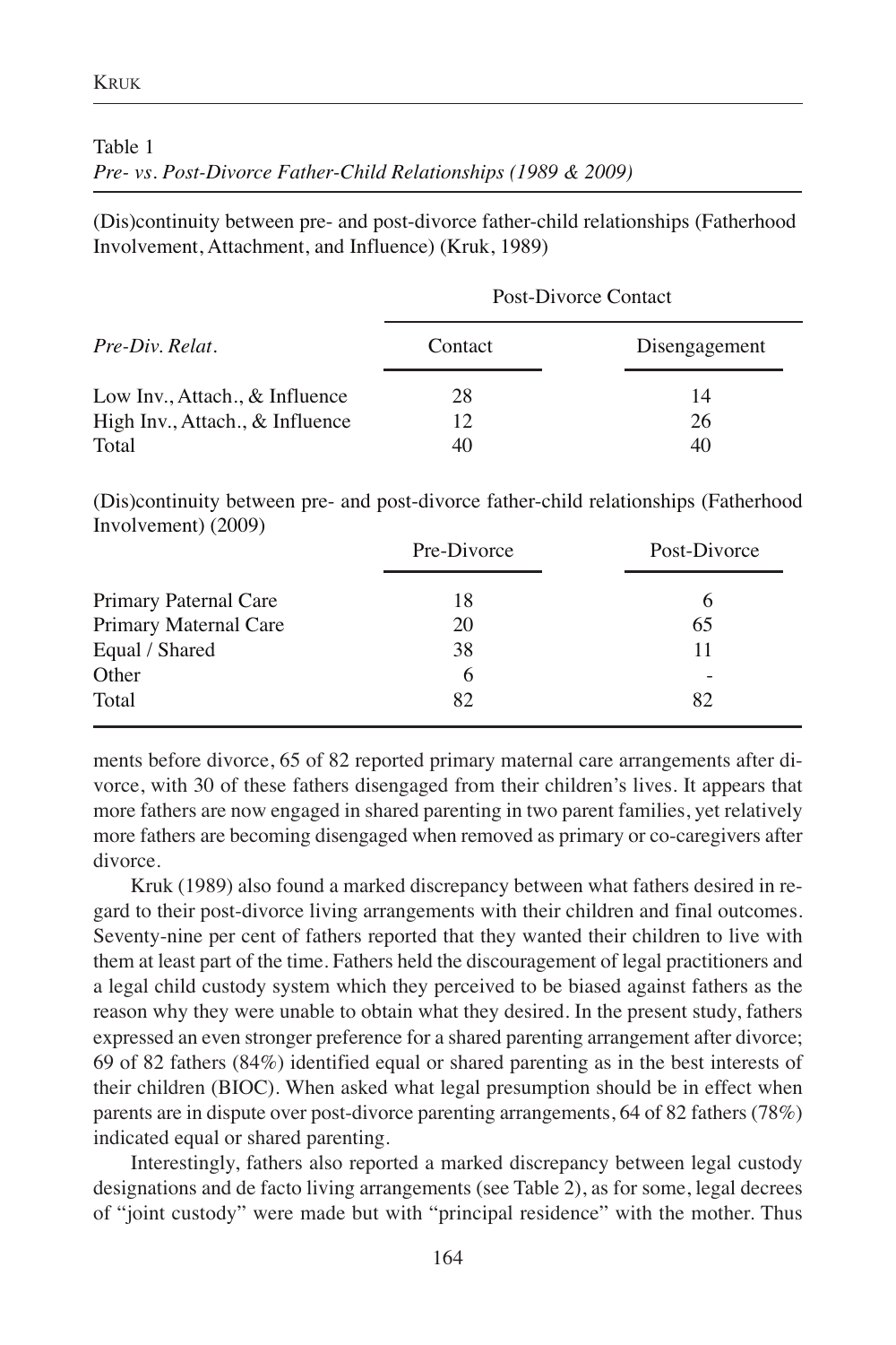Table 1
*Pre- vs. Post-Divorce Father-Child Relationships (1989 & 2009)*

(Dis)continuity between pre- and post-divorce father-child relationships (Fatherhood Involvement, Attachment, and Influence) (Kruk, 1989)

| | Post-Divorce Contact | |
|---|---|---|
| *Pre-Div. Relat.* | Contact | Disengagement |
| Low Inv., Attach., & Influence | 28 | 14 |
| High Inv., Attach., & Influence | 12 | 26 |
| Total | 40 | 40 |

(Dis)continuity between pre- and post-divorce father-child relationships (Fatherhood Involvement) (2009)

| | Pre-Divorce | Post-Divorce |
|---|---|---|
| Primary Paternal Care | 18 | 6 |
| Primary Maternal Care | 20 | 65 |
| Equal / Shared | 38 | 11 |
| Other | 6 | - |
| Total | 82 | 82 |

ments before divorce, 65 of 82 reported primary maternal care arrangements after divorce, with 30 of these fathers disengaged from their children's lives. It appears that more fathers are now engaged in shared parenting in two parent families, yet relatively more fathers are becoming disengaged when removed as primary or co-caregivers after divorce.

Kruk (1989) also found a marked discrepancy between what fathers desired in regard to their post-divorce living arrangements with their children and final outcomes. Seventy-nine per cent of fathers reported that they wanted their children to live with them at least part of the time. Fathers held the discouragement of legal practitioners and a legal child custody system which they perceived to be biased against fathers as the reason why they were unable to obtain what they desired. In the present study, fathers expressed an even stronger preference for a shared parenting arrangement after divorce; 69 of 82 fathers (84%) identified equal or shared parenting as in the best interests of their children (BIOC). When asked what legal presumption should be in effect when parents are in dispute over post-divorce parenting arrangements, 64 of 82 fathers (78%) indicated equal or shared parenting.

Interestingly, fathers also reported a marked discrepancy between legal custody designations and de facto living arrangements (see Table 2), as for some, legal decrees of "joint custody" were made but with "principal residence" with the mother. Thus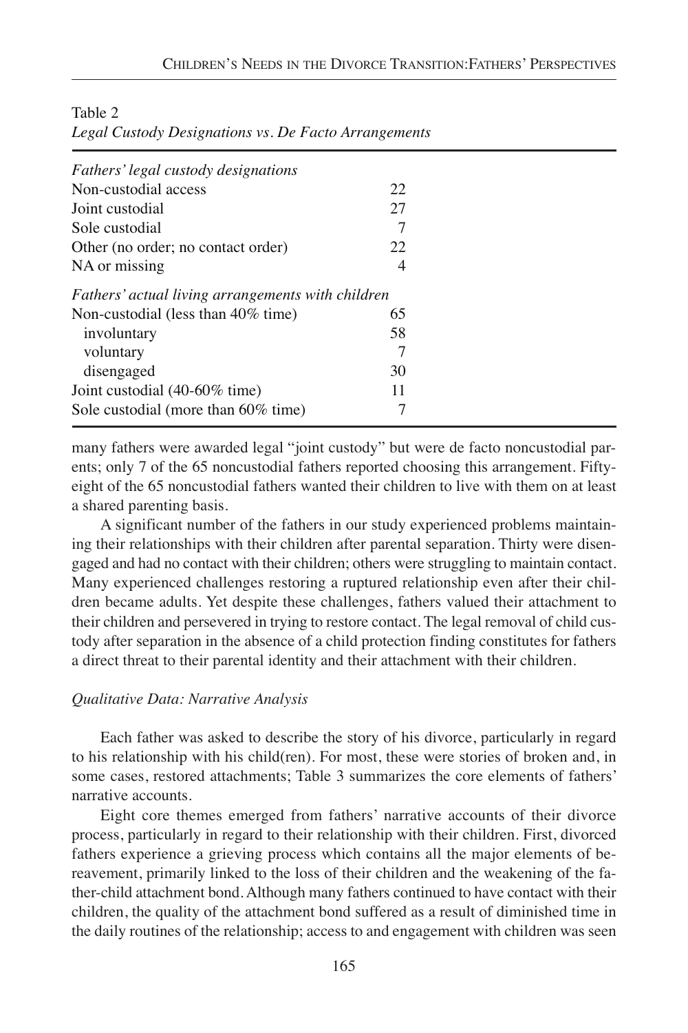Table 2
*Legal Custody Designations vs. De Facto Arrangements*

| | |
|---|---|
| *Fathers' legal custody designations* | |
| Non-custodial access | 22 |
| Joint custodial | 27 |
| Sole custodial | 7 |
| Other (no order; no contact order) | 22 |
| NA or missing | 4 |
| *Fathers' actual living arrangements with children* | |
| Non-custodial (less than 40% time) | 65 |
| involuntary | 58 |
| voluntary | 7 |
| disengaged | 30 |
| Joint custodial (40-60% time) | 11 |
| Sole custodial (more than 60% time) | 7 |

many fathers were awarded legal "joint custody" but were de facto noncustodial parents; only 7 of the 65 noncustodial fathers reported choosing this arrangement. Fifty-eight of the 65 noncustodial fathers wanted their children to live with them on at least a shared parenting basis.

A significant number of the fathers in our study experienced problems maintaining their relationships with their children after parental separation. Thirty were disengaged and had no contact with their children; others were struggling to maintain contact. Many experienced challenges restoring a ruptured relationship even after their children became adults. Yet despite these challenges, fathers valued their attachment to their children and persevered in trying to restore contact. The legal removal of child custody after separation in the absence of a child protection finding constitutes for fathers a direct threat to their parental identity and their attachment with their children.

### *Qualitative Data: Narrative Analysis*

Each father was asked to describe the story of his divorce, particularly in regard to his relationship with his child(ren). For most, these were stories of broken and, in some cases, restored attachments; Table 3 summarizes the core elements of fathers' narrative accounts.

Eight core themes emerged from fathers' narrative accounts of their divorce process, particularly in regard to their relationship with their children. First, divorced fathers experience a grieving process which contains all the major elements of bereavement, primarily linked to the loss of their children and the weakening of the father-child attachment bond. Although many fathers continued to have contact with their children, the quality of the attachment bond suffered as a result of diminished time in the daily routines of the relationship; access to and engagement with children was seen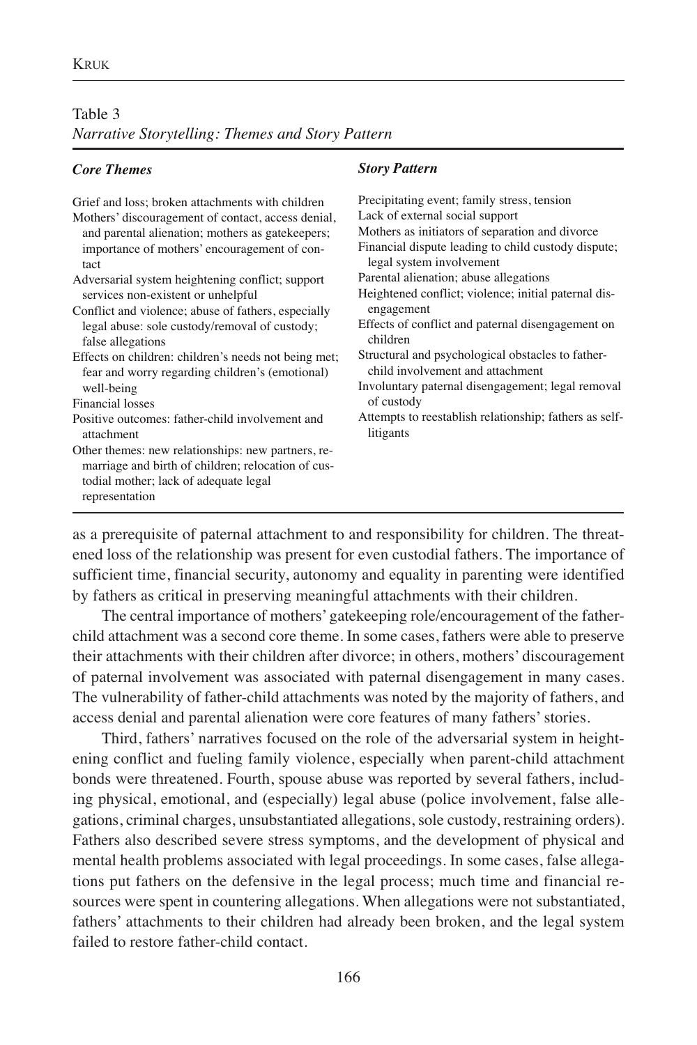Table 3
*Narrative Storytelling: Themes and Story Pattern*

| ***Core Themes*** | ***Story Pattern*** |
|---|---|
| Grief and loss; broken attachments with children | Precipitating event; family stress, tension |
| Mothers' discouragement of contact, access denial, and parental alienation; mothers as gatekeepers; importance of mothers' encouragement of contact | Lack of external social support |
| Adversarial system heightening conflict; support services non-existent or unhelpful | Mothers as initiators of separation and divorce |
| Conflict and violence; abuse of fathers, especially legal abuse: sole custody/removal of custody; false allegations | Financial dispute leading to child custody dispute; legal system involvement |
| Effects on children: children's needs not being met; fear and worry regarding children's (emotional) well-being | Parental alienation; abuse allegations |
| Financial losses | Heightened conflict; violence; initial paternal disengagement |
| Positive outcomes: father-child involvement and attachment | Effects of conflict and paternal disengagement on children |
| Other themes: new relationships: new partners, remarriage and birth of children; relocation of custodial mother; lack of adequate legal representation | Structural and psychological obstacles to father-child involvement and attachment |
| | Involuntary paternal disengagement; legal removal of custody |
| | Attempts to reestablish relationship; fathers as self-litigants |

as a prerequisite of paternal attachment to and responsibility for children. The threatened loss of the relationship was present for even custodial fathers. The importance of sufficient time, financial security, autonomy and equality in parenting were identified by fathers as critical in preserving meaningful attachments with their children.

The central importance of mothers' gatekeeping role/encouragement of the father-child attachment was a second core theme. In some cases, fathers were able to preserve their attachments with their children after divorce; in others, mothers' discouragement of paternal involvement was associated with paternal disengagement in many cases. The vulnerability of father-child attachments was noted by the majority of fathers, and access denial and parental alienation were core features of many fathers' stories.

Third, fathers' narratives focused on the role of the adversarial system in heightening conflict and fueling family violence, especially when parent-child attachment bonds were threatened. Fourth, spouse abuse was reported by several fathers, including physical, emotional, and (especially) legal abuse (police involvement, false allegations, criminal charges, unsubstantiated allegations, sole custody, restraining orders). Fathers also described severe stress symptoms, and the development of physical and mental health problems associated with legal proceedings. In some cases, false allegations put fathers on the defensive in the legal process; much time and financial resources were spent in countering allegations. When allegations were not substantiated, fathers' attachments to their children had already been broken, and the legal system failed to restore father-child contact.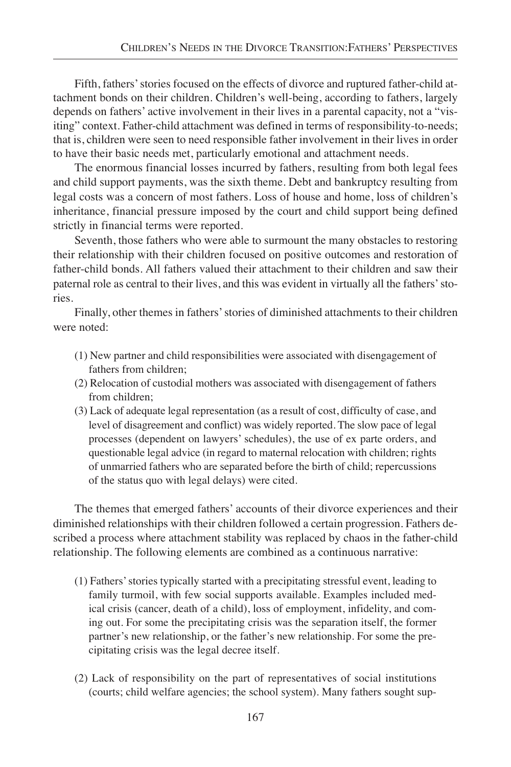Fifth, fathers' stories focused on the effects of divorce and ruptured father-child attachment bonds on their children. Children's well-being, according to fathers, largely depends on fathers' active involvement in their lives in a parental capacity, not a "visiting" context. Father-child attachment was defined in terms of responsibility-to-needs; that is, children were seen to need responsible father involvement in their lives in order to have their basic needs met, particularly emotional and attachment needs.

The enormous financial losses incurred by fathers, resulting from both legal fees and child support payments, was the sixth theme. Debt and bankruptcy resulting from legal costs was a concern of most fathers. Loss of house and home, loss of children's inheritance, financial pressure imposed by the court and child support being defined strictly in financial terms were reported.

Seventh, those fathers who were able to surmount the many obstacles to restoring their relationship with their children focused on positive outcomes and restoration of father-child bonds. All fathers valued their attachment to their children and saw their paternal role as central to their lives, and this was evident in virtually all the fathers' stories.

Finally, other themes in fathers' stories of diminished attachments to their children were noted:

(1) New partner and child responsibilities were associated with disengagement of fathers from children;

(2) Relocation of custodial mothers was associated with disengagement of fathers from children;

(3) Lack of adequate legal representation (as a result of cost, difficulty of case, and level of disagreement and conflict) was widely reported. The slow pace of legal processes (dependent on lawyers' schedules), the use of ex parte orders, and questionable legal advice (in regard to maternal relocation with children; rights of unmarried fathers who are separated before the birth of child; repercussions of the status quo with legal delays) were cited.

The themes that emerged fathers' accounts of their divorce experiences and their diminished relationships with their children followed a certain progression. Fathers described a process where attachment stability was replaced by chaos in the father-child relationship. The following elements are combined as a continuous narrative:

(1) Fathers' stories typically started with a precipitating stressful event, leading to family turmoil, with few social supports available. Examples included medical crisis (cancer, death of a child), loss of employment, infidelity, and coming out. For some the precipitating crisis was the separation itself, the former partner's new relationship, or the father's new relationship. For some the precipitating crisis was the legal decree itself.

(2) Lack of responsibility on the part of representatives of social institutions (courts; child welfare agencies; the school system). Many fathers sought sup-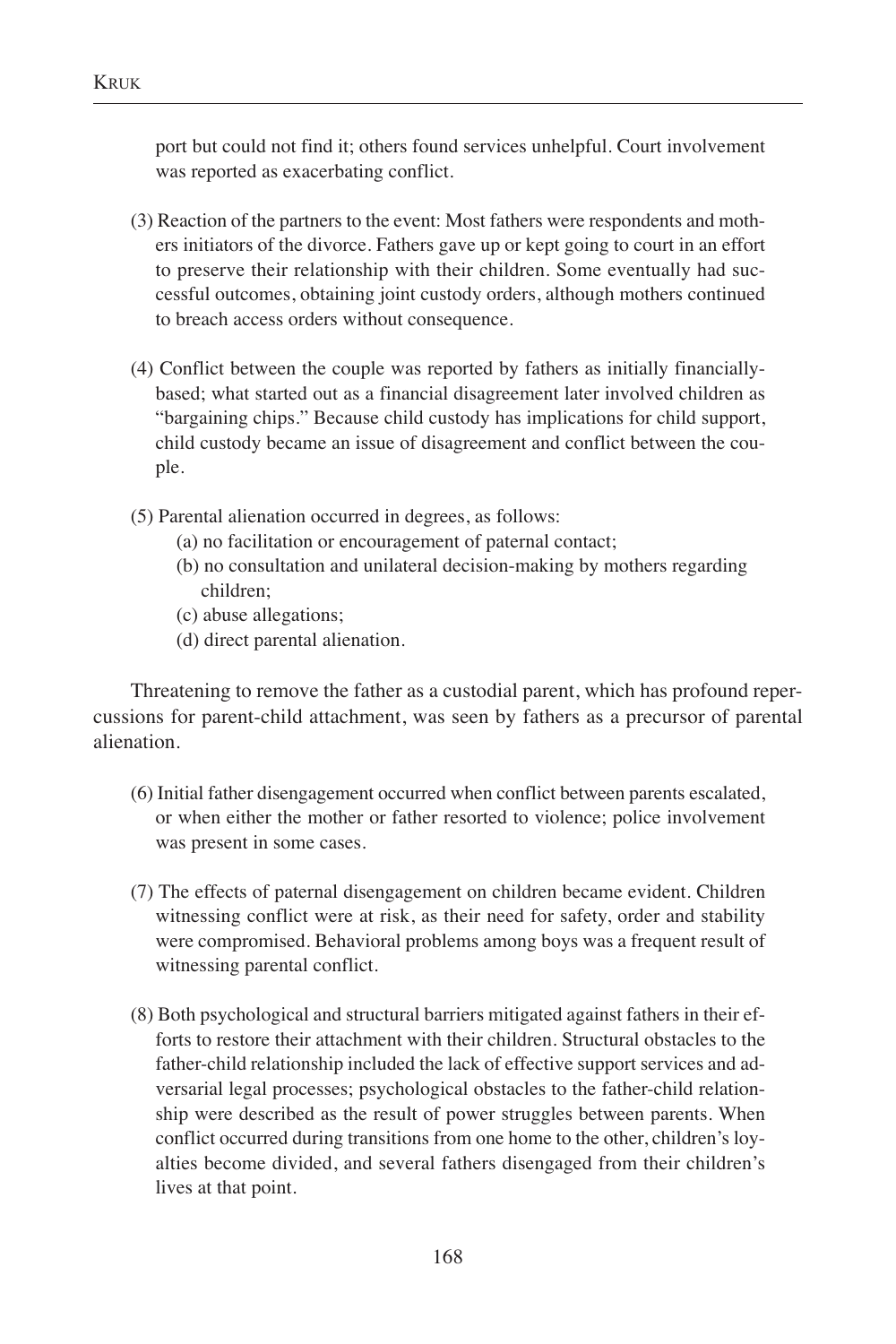port but could not find it; others found services unhelpful. Court involvement was reported as exacerbating conflict.

(3) Reaction of the partners to the event: Most fathers were respondents and mothers initiators of the divorce. Fathers gave up or kept going to court in an effort to preserve their relationship with their children. Some eventually had successful outcomes, obtaining joint custody orders, although mothers continued to breach access orders without consequence.

(4) Conflict between the couple was reported by fathers as initially financially-based; what started out as a financial disagreement later involved children as "bargaining chips." Because child custody has implications for child support, child custody became an issue of disagreement and conflict between the couple.

(5) Parental alienation occurred in degrees, as follows:

- (a) no facilitation or encouragement of paternal contact;
- (b) no consultation and unilateral decision-making by mothers regarding children;
- (c) abuse allegations;
- (d) direct parental alienation.

Threatening to remove the father as a custodial parent, which has profound repercussions for parent-child attachment, was seen by fathers as a precursor of parental alienation.

(6) Initial father disengagement occurred when conflict between parents escalated, or when either the mother or father resorted to violence; police involvement was present in some cases.

(7) The effects of paternal disengagement on children became evident. Children witnessing conflict were at risk, as their need for safety, order and stability were compromised. Behavioral problems among boys was a frequent result of witnessing parental conflict.

(8) Both psychological and structural barriers mitigated against fathers in their efforts to restore their attachment with their children. Structural obstacles to the father-child relationship included the lack of effective support services and adversarial legal processes; psychological obstacles to the father-child relationship were described as the result of power struggles between parents. When conflict occurred during transitions from one home to the other, children's loyalties become divided, and several fathers disengaged from their children's lives at that point.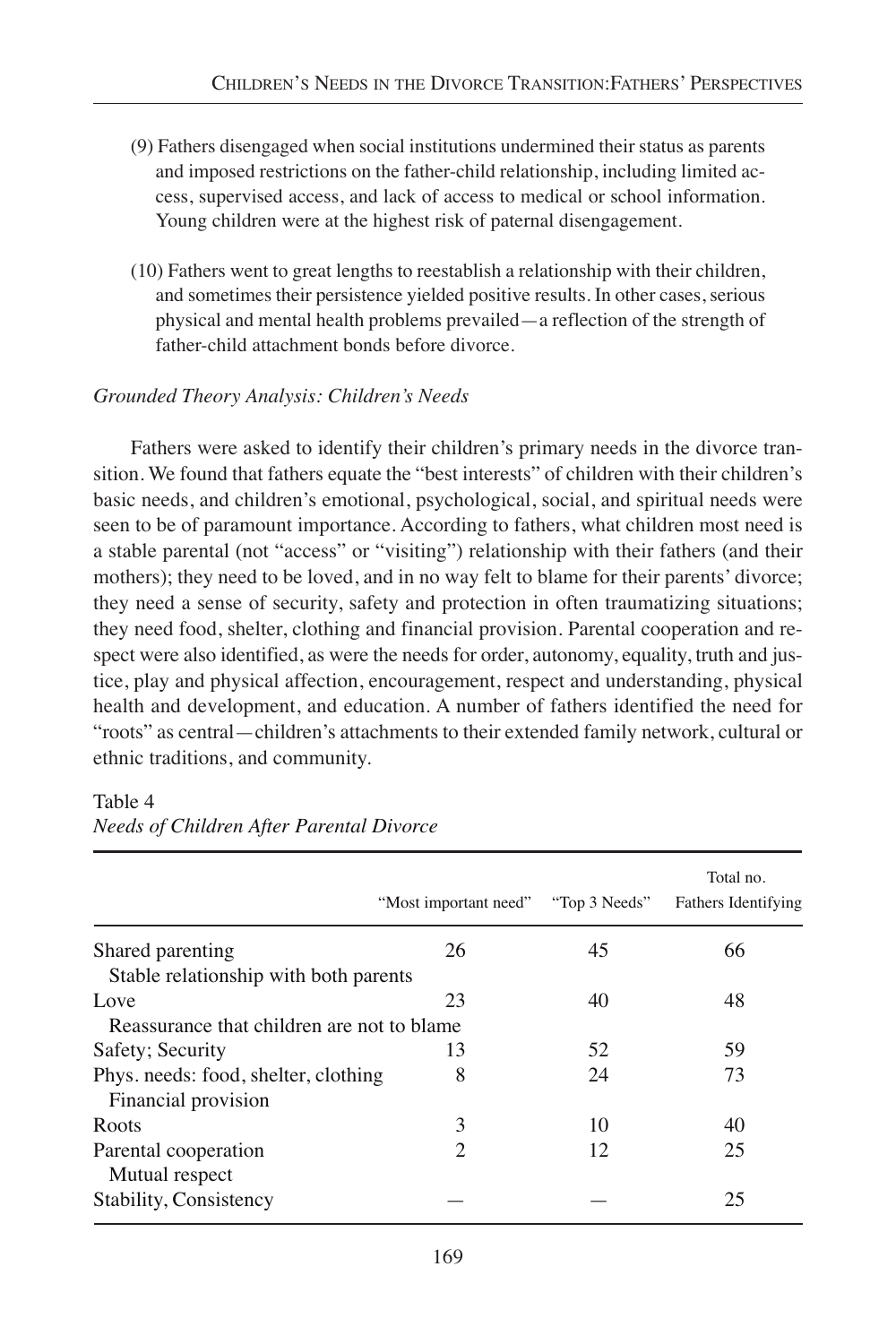(9) Fathers disengaged when social institutions undermined their status as parents and imposed restrictions on the father-child relationship, including limited access, supervised access, and lack of access to medical or school information. Young children were at the highest risk of paternal disengagement.

(10) Fathers went to great lengths to reestablish a relationship with their children, and sometimes their persistence yielded positive results. In other cases, serious physical and mental health problems prevailed—a reflection of the strength of father-child attachment bonds before divorce.

*Grounded Theory Analysis: Children's Needs*

Fathers were asked to identify their children's primary needs in the divorce transition. We found that fathers equate the "best interests" of children with their children's basic needs, and children's emotional, psychological, social, and spiritual needs were seen to be of paramount importance. According to fathers, what children most need is a stable parental (not "access" or "visiting") relationship with their fathers (and their mothers); they need to be loved, and in no way felt to blame for their parents' divorce; they need a sense of security, safety and protection in often traumatizing situations; they need food, shelter, clothing and financial provision. Parental cooperation and respect were also identified, as were the needs for order, autonomy, equality, truth and justice, play and physical affection, encouragement, respect and understanding, physical health and development, and education. A number of fathers identified the need for "roots" as central—children's attachments to their extended family network, cultural or ethnic traditions, and community.

Table 4
*Needs of Children After Parental Divorce*

| | "Most important need" | "Top 3 Needs" | Total no. Fathers Identifying |
|---|---|---|---|
| Shared parenting<br>Stable relationship with both parents | 26 | 45 | 66 |
| Love<br>Reassurance that children are not to blame | 23 | 40 | 48 |
| Safety; Security | 13 | 52 | 59 |
| Phys. needs: food, shelter, clothing<br>Financial provision | 8 | 24 | 73 |
| Roots | 3 | 10 | 40 |
| Parental cooperation<br>Mutual respect | 2 | 12 | 25 |
| Stability, Consistency | — | — | 25 |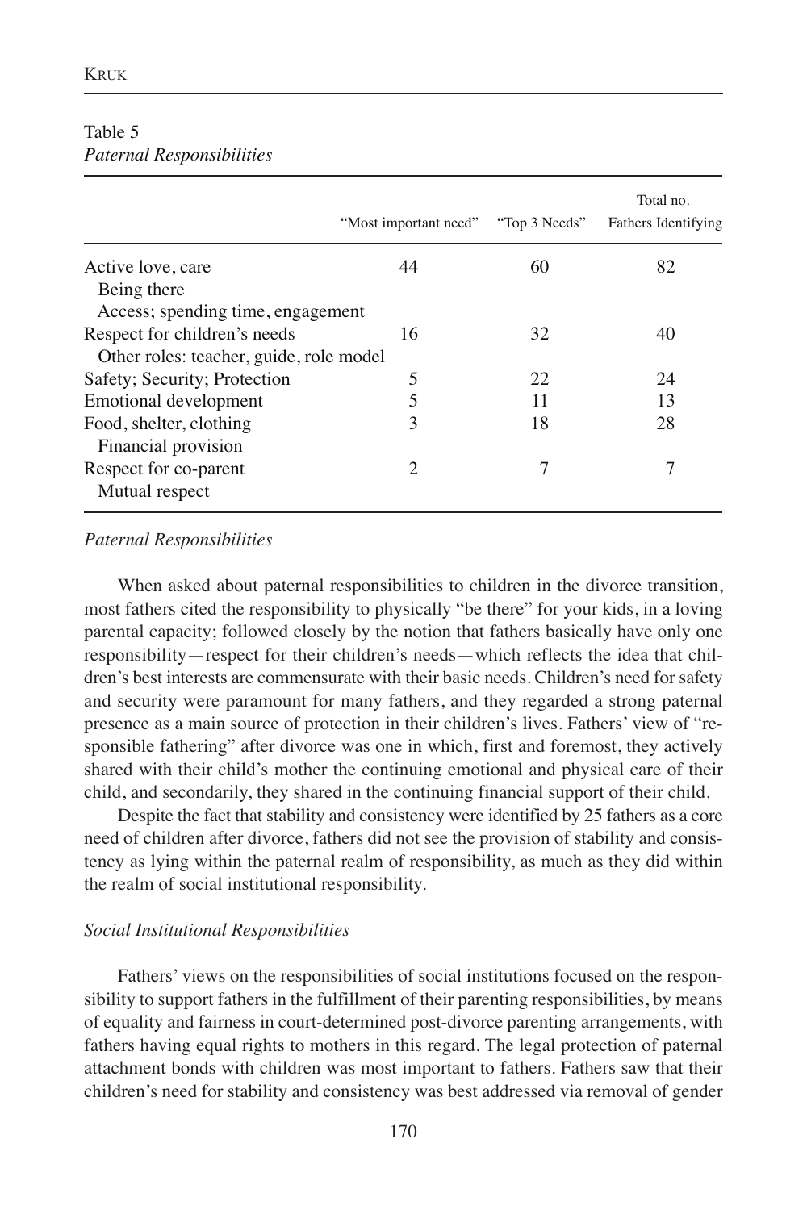Table 5
*Paternal Responsibilities*

| | "Most important need" | "Top 3 Needs" | Total no. Fathers Identifying |
|---|---|---|---|
| Active love, care<br>Being there<br>Access; spending time, engagement | 44 | 60 | 82 |
| Respect for children's needs<br>Other roles: teacher, guide, role model | 16 | 32 | 40 |
| Safety; Security; Protection | 5 | 22 | 24 |
| Emotional development | 5 | 11 | 13 |
| Food, shelter, clothing<br>Financial provision | 3 | 18 | 28 |
| Respect for co-parent<br>Mutual respect | 2 | 7 | 7 |

### *Paternal Responsibilities*

When asked about paternal responsibilities to children in the divorce transition, most fathers cited the responsibility to physically "be there" for your kids, in a loving parental capacity; followed closely by the notion that fathers basically have only one responsibility—respect for their children's needs—which reflects the idea that children's best interests are commensurate with their basic needs. Children's need for safety and security were paramount for many fathers, and they regarded a strong paternal presence as a main source of protection in their children's lives. Fathers' view of "responsible fathering" after divorce was one in which, first and foremost, they actively shared with their child's mother the continuing emotional and physical care of their child, and secondarily, they shared in the continuing financial support of their child.

Despite the fact that stability and consistency were identified by 25 fathers as a core need of children after divorce, fathers did not see the provision of stability and consistency as lying within the paternal realm of responsibility, as much as they did within the realm of social institutional responsibility.

### *Social Institutional Responsibilities*

Fathers' views on the responsibilities of social institutions focused on the responsibility to support fathers in the fulfillment of their parenting responsibilities, by means of equality and fairness in court-determined post-divorce parenting arrangements, with fathers having equal rights to mothers in this regard. The legal protection of paternal attachment bonds with children was most important to fathers. Fathers saw that their children's need for stability and consistency was best addressed via removal of gender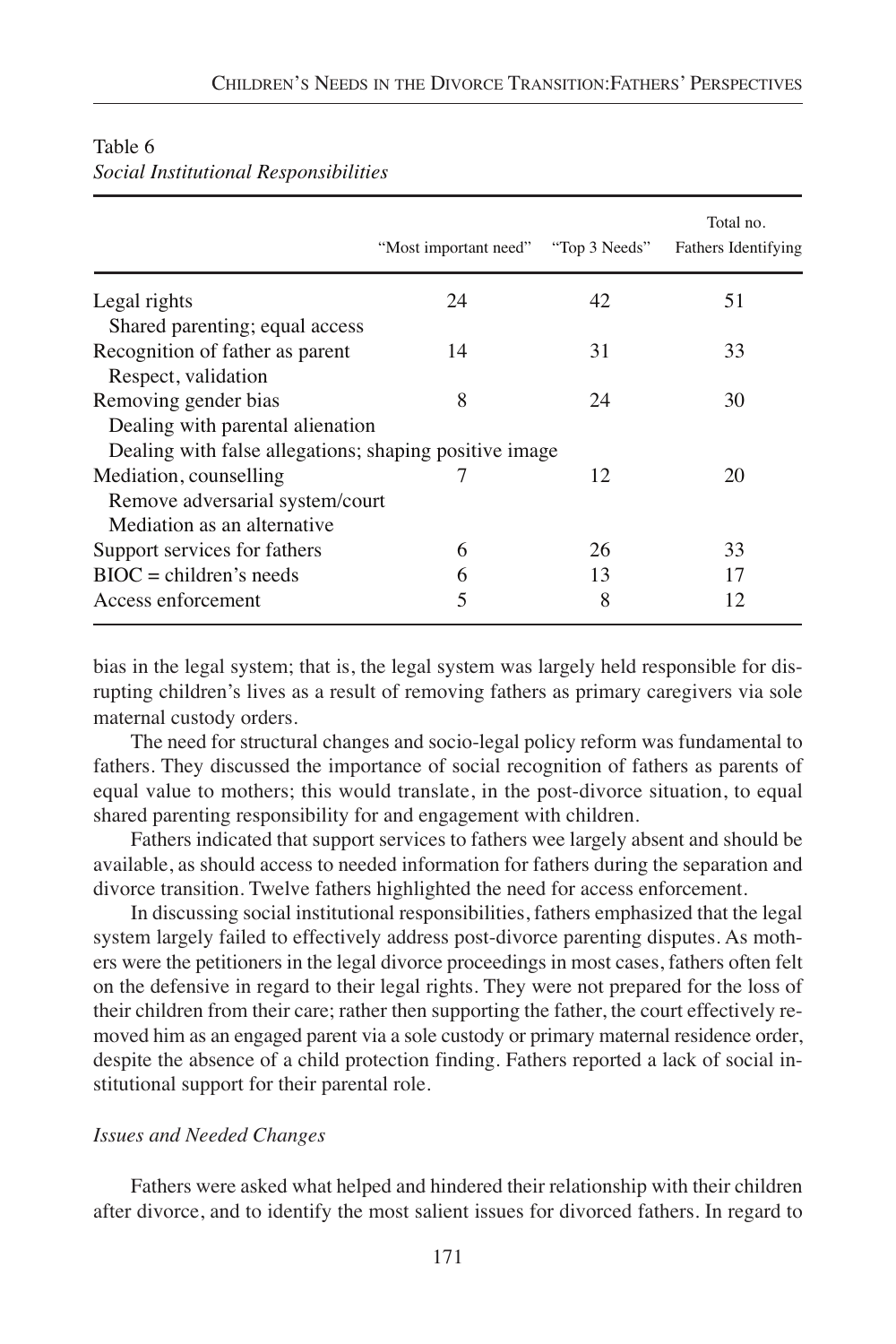Table 6
*Social Institutional Responsibilities*

| | "Most important need" | "Top 3 Needs" | Total no. Fathers Identifying |
|---|---|---|---|
| Legal rights<br>Shared parenting; equal access | 24 | 42 | 51 |
| Recognition of father as parent<br>Respect, validation | 14 | 31 | 33 |
| Removing gender bias<br>Dealing with parental alienation<br>Dealing with false allegations; shaping positive image | 8 | 24 | 30 |
| Mediation, counselling<br>Remove adversarial system/court<br>Mediation as an alternative | 7 | 12 | 20 |
| Support services for fathers | 6 | 26 | 33 |
| BIOC = children's needs | 6 | 13 | 17 |
| Access enforcement | 5 | 8 | 12 |

bias in the legal system; that is, the legal system was largely held responsible for disrupting children's lives as a result of removing fathers as primary caregivers via sole maternal custody orders.

The need for structural changes and socio-legal policy reform was fundamental to fathers. They discussed the importance of social recognition of fathers as parents of equal value to mothers; this would translate, in the post-divorce situation, to equal shared parenting responsibility for and engagement with children.

Fathers indicated that support services to fathers wee largely absent and should be available, as should access to needed information for fathers during the separation and divorce transition. Twelve fathers highlighted the need for access enforcement.

In discussing social institutional responsibilities, fathers emphasized that the legal system largely failed to effectively address post-divorce parenting disputes. As mothers were the petitioners in the legal divorce proceedings in most cases, fathers often felt on the defensive in regard to their legal rights. They were not prepared for the loss of their children from their care; rather then supporting the father, the court effectively removed him as an engaged parent via a sole custody or primary maternal residence order, despite the absence of a child protection finding. Fathers reported a lack of social institutional support for their parental role.

### *Issues and Needed Changes*

Fathers were asked what helped and hindered their relationship with their children after divorce, and to identify the most salient issues for divorced fathers. In regard to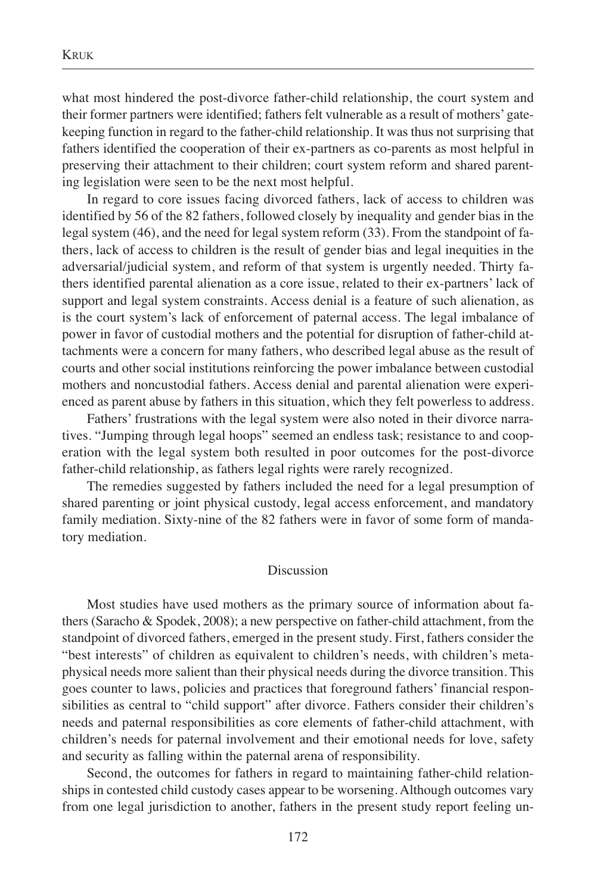what most hindered the post-divorce father-child relationship, the court system and their former partners were identified; fathers felt vulnerable as a result of mothers' gatekeeping function in regard to the father-child relationship. It was thus not surprising that fathers identified the cooperation of their ex-partners as co-parents as most helpful in preserving their attachment to their children; court system reform and shared parenting legislation were seen to be the next most helpful.

In regard to core issues facing divorced fathers, lack of access to children was identified by 56 of the 82 fathers, followed closely by inequality and gender bias in the legal system (46), and the need for legal system reform (33). From the standpoint of fathers, lack of access to children is the result of gender bias and legal inequities in the adversarial/judicial system, and reform of that system is urgently needed. Thirty fathers identified parental alienation as a core issue, related to their ex-partners' lack of support and legal system constraints. Access denial is a feature of such alienation, as is the court system's lack of enforcement of paternal access. The legal imbalance of power in favor of custodial mothers and the potential for disruption of father-child attachments were a concern for many fathers, who described legal abuse as the result of courts and other social institutions reinforcing the power imbalance between custodial mothers and noncustodial fathers. Access denial and parental alienation were experienced as parent abuse by fathers in this situation, which they felt powerless to address.

Fathers' frustrations with the legal system were also noted in their divorce narratives. "Jumping through legal hoops" seemed an endless task; resistance to and cooperation with the legal system both resulted in poor outcomes for the post-divorce father-child relationship, as fathers legal rights were rarely recognized.

The remedies suggested by fathers included the need for a legal presumption of shared parenting or joint physical custody, legal access enforcement, and mandatory family mediation. Sixty-nine of the 82 fathers were in favor of some form of mandatory mediation.

## Discussion

Most studies have used mothers as the primary source of information about fathers (Saracho & Spodek, 2008); a new perspective on father-child attachment, from the standpoint of divorced fathers, emerged in the present study. First, fathers consider the "best interests" of children as equivalent to children's needs, with children's metaphysical needs more salient than their physical needs during the divorce transition. This goes counter to laws, policies and practices that foreground fathers' financial responsibilities as central to "child support" after divorce. Fathers consider their children's needs and paternal responsibilities as core elements of father-child attachment, with children's needs for paternal involvement and their emotional needs for love, safety and security as falling within the paternal arena of responsibility.

Second, the outcomes for fathers in regard to maintaining father-child relationships in contested child custody cases appear to be worsening. Although outcomes vary from one legal jurisdiction to another, fathers in the present study report feeling un-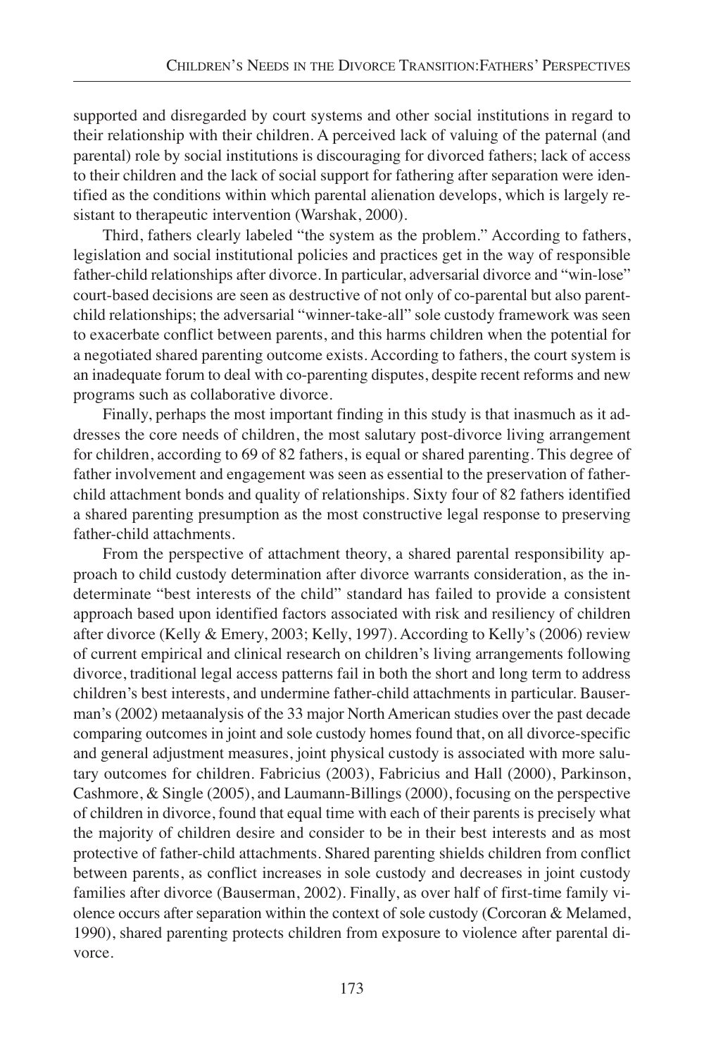supported and disregarded by court systems and other social institutions in regard to their relationship with their children. A perceived lack of valuing of the paternal (and parental) role by social institutions is discouraging for divorced fathers; lack of access to their children and the lack of social support for fathering after separation were identified as the conditions within which parental alienation develops, which is largely resistant to therapeutic intervention (Warshak, 2000).

Third, fathers clearly labeled "the system as the problem." According to fathers, legislation and social institutional policies and practices get in the way of responsible father-child relationships after divorce. In particular, adversarial divorce and "win-lose" court-based decisions are seen as destructive of not only of co-parental but also parent-child relationships; the adversarial "winner-take-all" sole custody framework was seen to exacerbate conflict between parents, and this harms children when the potential for a negotiated shared parenting outcome exists. According to fathers, the court system is an inadequate forum to deal with co-parenting disputes, despite recent reforms and new programs such as collaborative divorce.

Finally, perhaps the most important finding in this study is that inasmuch as it addresses the core needs of children, the most salutary post-divorce living arrangement for children, according to 69 of 82 fathers, is equal or shared parenting. This degree of father involvement and engagement was seen as essential to the preservation of father-child attachment bonds and quality of relationships. Sixty four of 82 fathers identified a shared parenting presumption as the most constructive legal response to preserving father-child attachments.

From the perspective of attachment theory, a shared parental responsibility approach to child custody determination after divorce warrants consideration, as the indeterminate "best interests of the child" standard has failed to provide a consistent approach based upon identified factors associated with risk and resiliency of children after divorce (Kelly & Emery, 2003; Kelly, 1997). According to Kelly's (2006) review of current empirical and clinical research on children's living arrangements following divorce, traditional legal access patterns fail in both the short and long term to address children's best interests, and undermine father-child attachments in particular. Bauserman's (2002) metaanalysis of the 33 major North American studies over the past decade comparing outcomes in joint and sole custody homes found that, on all divorce-specific and general adjustment measures, joint physical custody is associated with more salutary outcomes for children. Fabricius (2003), Fabricius and Hall (2000), Parkinson, Cashmore, & Single (2005), and Laumann-Billings (2000), focusing on the perspective of children in divorce, found that equal time with each of their parents is precisely what the majority of children desire and consider to be in their best interests and as most protective of father-child attachments. Shared parenting shields children from conflict between parents, as conflict increases in sole custody and decreases in joint custody families after divorce (Bauserman, 2002). Finally, as over half of first-time family violence occurs after separation within the context of sole custody (Corcoran & Melamed, 1990), shared parenting protects children from exposure to violence after parental divorce.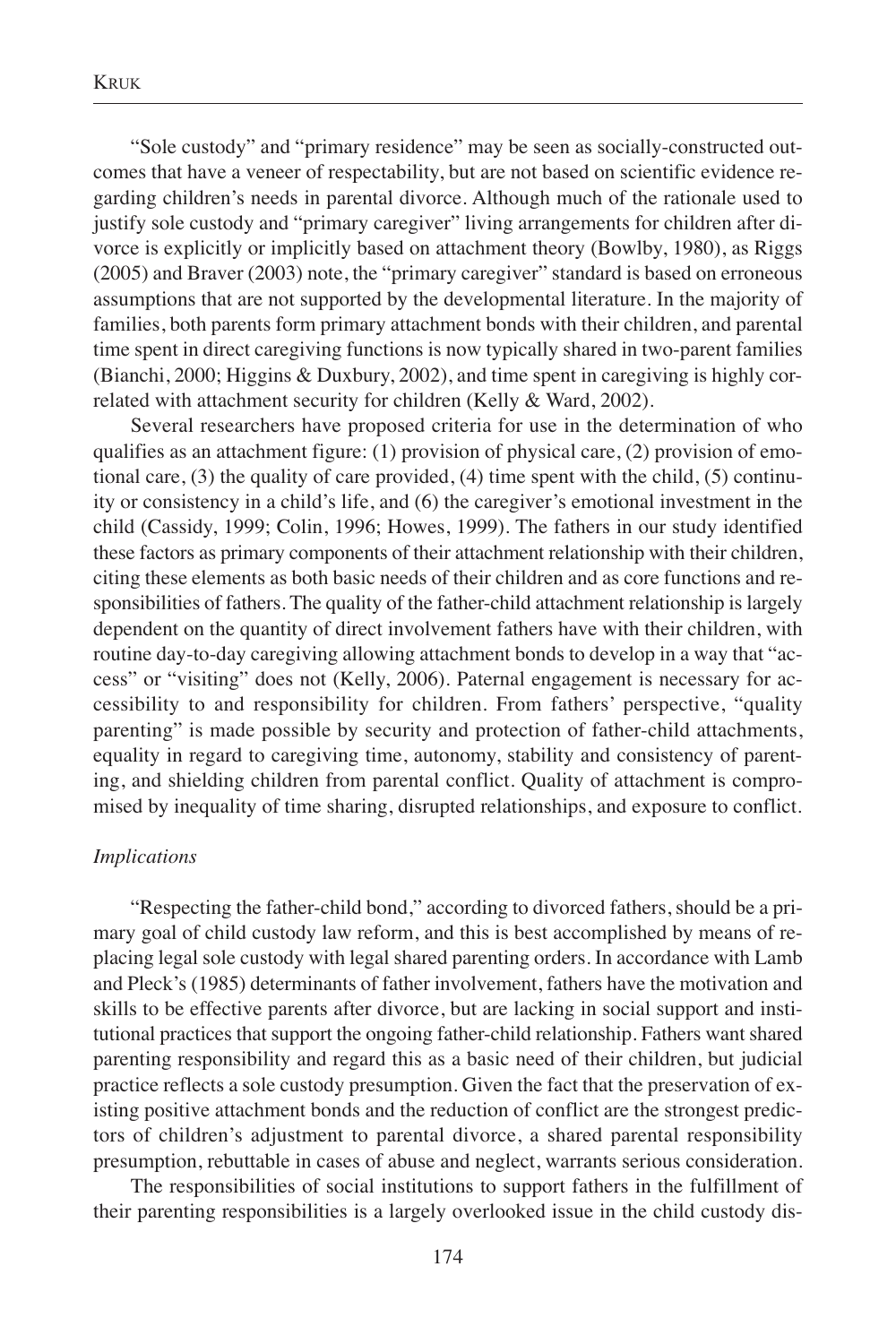"Sole custody" and "primary residence" may be seen as socially-constructed outcomes that have a veneer of respectability, but are not based on scientific evidence regarding children's needs in parental divorce. Although much of the rationale used to justify sole custody and "primary caregiver" living arrangements for children after divorce is explicitly or implicitly based on attachment theory (Bowlby, 1980), as Riggs (2005) and Braver (2003) note, the "primary caregiver" standard is based on erroneous assumptions that are not supported by the developmental literature. In the majority of families, both parents form primary attachment bonds with their children, and parental time spent in direct caregiving functions is now typically shared in two-parent families (Bianchi, 2000; Higgins & Duxbury, 2002), and time spent in caregiving is highly correlated with attachment security for children (Kelly & Ward, 2002).

Several researchers have proposed criteria for use in the determination of who qualifies as an attachment figure: (1) provision of physical care, (2) provision of emotional care, (3) the quality of care provided, (4) time spent with the child, (5) continuity or consistency in a child's life, and (6) the caregiver's emotional investment in the child (Cassidy, 1999; Colin, 1996; Howes, 1999). The fathers in our study identified these factors as primary components of their attachment relationship with their children, citing these elements as both basic needs of their children and as core functions and responsibilities of fathers. The quality of the father-child attachment relationship is largely dependent on the quantity of direct involvement fathers have with their children, with routine day-to-day caregiving allowing attachment bonds to develop in a way that "access" or "visiting" does not (Kelly, 2006). Paternal engagement is necessary for accessibility to and responsibility for children. From fathers' perspective, "quality parenting" is made possible by security and protection of father-child attachments, equality in regard to caregiving time, autonomy, stability and consistency of parenting, and shielding children from parental conflict. Quality of attachment is compromised by inequality of time sharing, disrupted relationships, and exposure to conflict.

*Implications*

"Respecting the father-child bond," according to divorced fathers, should be a primary goal of child custody law reform, and this is best accomplished by means of replacing legal sole custody with legal shared parenting orders. In accordance with Lamb and Pleck's (1985) determinants of father involvement, fathers have the motivation and skills to be effective parents after divorce, but are lacking in social support and institutional practices that support the ongoing father-child relationship. Fathers want shared parenting responsibility and regard this as a basic need of their children, but judicial practice reflects a sole custody presumption. Given the fact that the preservation of existing positive attachment bonds and the reduction of conflict are the strongest predictors of children's adjustment to parental divorce, a shared parental responsibility presumption, rebuttable in cases of abuse and neglect, warrants serious consideration.

The responsibilities of social institutions to support fathers in the fulfillment of their parenting responsibilities is a largely overlooked issue in the child custody dis-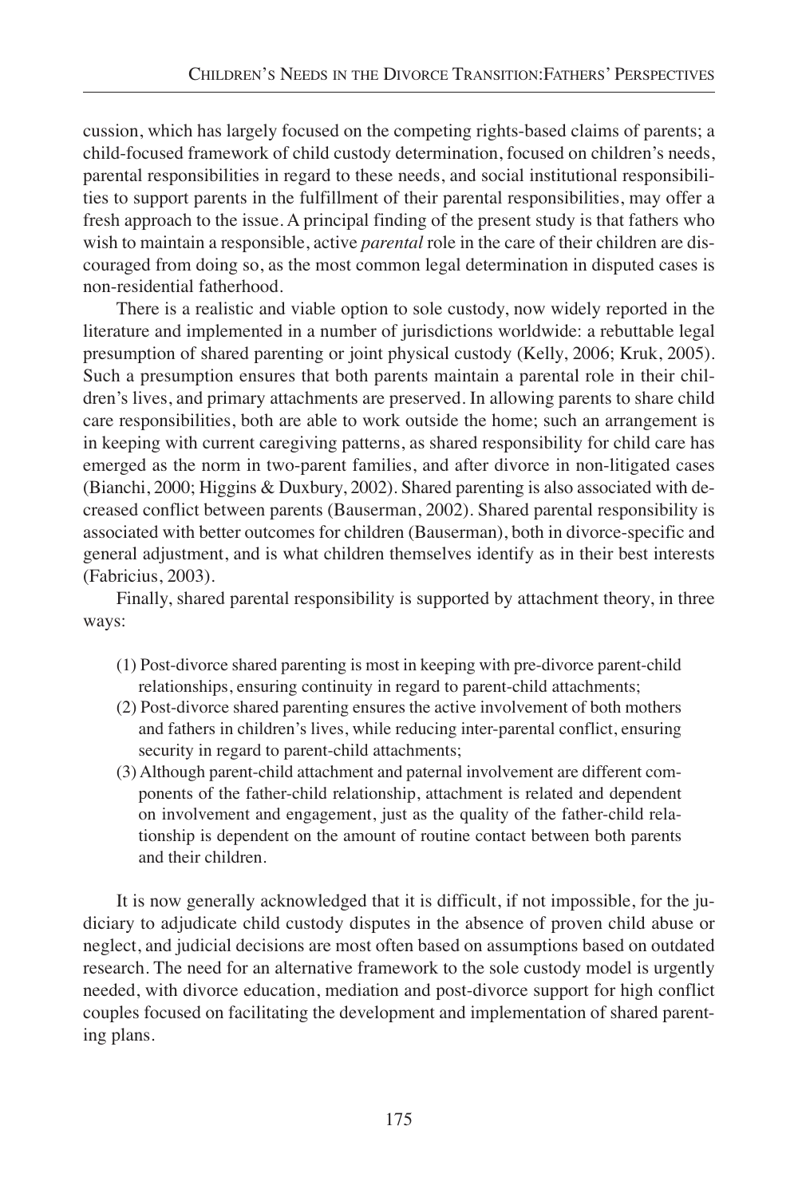cussion, which has largely focused on the competing rights-based claims of parents; a child-focused framework of child custody determination, focused on children's needs, parental responsibilities in regard to these needs, and social institutional responsibilities to support parents in the fulfillment of their parental responsibilities, may offer a fresh approach to the issue. A principal finding of the present study is that fathers who wish to maintain a responsible, active *parental* role in the care of their children are discouraged from doing so, as the most common legal determination in disputed cases is non-residential fatherhood.

There is a realistic and viable option to sole custody, now widely reported in the literature and implemented in a number of jurisdictions worldwide: a rebuttable legal presumption of shared parenting or joint physical custody (Kelly, 2006; Kruk, 2005). Such a presumption ensures that both parents maintain a parental role in their children's lives, and primary attachments are preserved. In allowing parents to share child care responsibilities, both are able to work outside the home; such an arrangement is in keeping with current caregiving patterns, as shared responsibility for child care has emerged as the norm in two-parent families, and after divorce in non-litigated cases (Bianchi, 2000; Higgins & Duxbury, 2002). Shared parenting is also associated with decreased conflict between parents (Bauserman, 2002). Shared parental responsibility is associated with better outcomes for children (Bauserman), both in divorce-specific and general adjustment, and is what children themselves identify as in their best interests (Fabricius, 2003).

Finally, shared parental responsibility is supported by attachment theory, in three ways:

(1) Post-divorce shared parenting is most in keeping with pre-divorce parent-child relationships, ensuring continuity in regard to parent-child attachments;
(2) Post-divorce shared parenting ensures the active involvement of both mothers and fathers in children's lives, while reducing inter-parental conflict, ensuring security in regard to parent-child attachments;
(3) Although parent-child attachment and paternal involvement are different components of the father-child relationship, attachment is related and dependent on involvement and engagement, just as the quality of the father-child relationship is dependent on the amount of routine contact between both parents and their children.

It is now generally acknowledged that it is difficult, if not impossible, for the judiciary to adjudicate child custody disputes in the absence of proven child abuse or neglect, and judicial decisions are most often based on assumptions based on outdated research. The need for an alternative framework to the sole custody model is urgently needed, with divorce education, mediation and post-divorce support for high conflict couples focused on facilitating the development and implementation of shared parenting plans.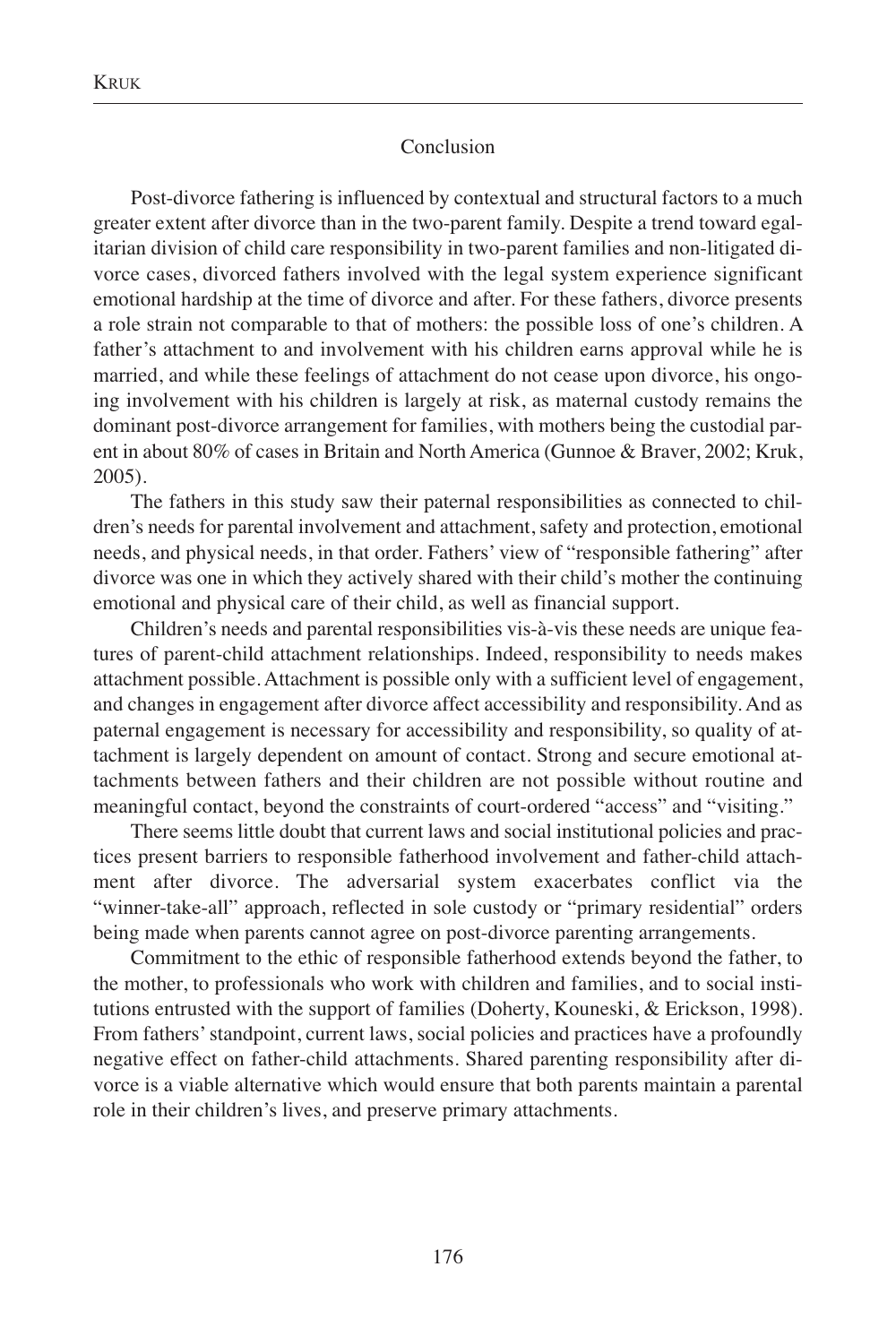## Conclusion

Post-divorce fathering is influenced by contextual and structural factors to a much greater extent after divorce than in the two-parent family. Despite a trend toward egalitarian division of child care responsibility in two-parent families and non-litigated divorce cases, divorced fathers involved with the legal system experience significant emotional hardship at the time of divorce and after. For these fathers, divorce presents a role strain not comparable to that of mothers: the possible loss of one's children. A father's attachment to and involvement with his children earns approval while he is married, and while these feelings of attachment do not cease upon divorce, his ongoing involvement with his children is largely at risk, as maternal custody remains the dominant post-divorce arrangement for families, with mothers being the custodial parent in about 80% of cases in Britain and North America (Gunnoe & Braver, 2002; Kruk, 2005).

The fathers in this study saw their paternal responsibilities as connected to children's needs for parental involvement and attachment, safety and protection, emotional needs, and physical needs, in that order. Fathers' view of "responsible fathering" after divorce was one in which they actively shared with their child's mother the continuing emotional and physical care of their child, as well as financial support.

Children's needs and parental responsibilities vis-à-vis these needs are unique features of parent-child attachment relationships. Indeed, responsibility to needs makes attachment possible. Attachment is possible only with a sufficient level of engagement, and changes in engagement after divorce affect accessibility and responsibility. And as paternal engagement is necessary for accessibility and responsibility, so quality of attachment is largely dependent on amount of contact. Strong and secure emotional attachments between fathers and their children are not possible without routine and meaningful contact, beyond the constraints of court-ordered "access" and "visiting."

There seems little doubt that current laws and social institutional policies and practices present barriers to responsible fatherhood involvement and father-child attachment after divorce. The adversarial system exacerbates conflict via the "winner-take-all" approach, reflected in sole custody or "primary residential" orders being made when parents cannot agree on post-divorce parenting arrangements.

Commitment to the ethic of responsible fatherhood extends beyond the father, to the mother, to professionals who work with children and families, and to social institutions entrusted with the support of families (Doherty, Kouneski, & Erickson, 1998). From fathers' standpoint, current laws, social policies and practices have a profoundly negative effect on father-child attachments. Shared parenting responsibility after divorce is a viable alternative which would ensure that both parents maintain a parental role in their children's lives, and preserve primary attachments.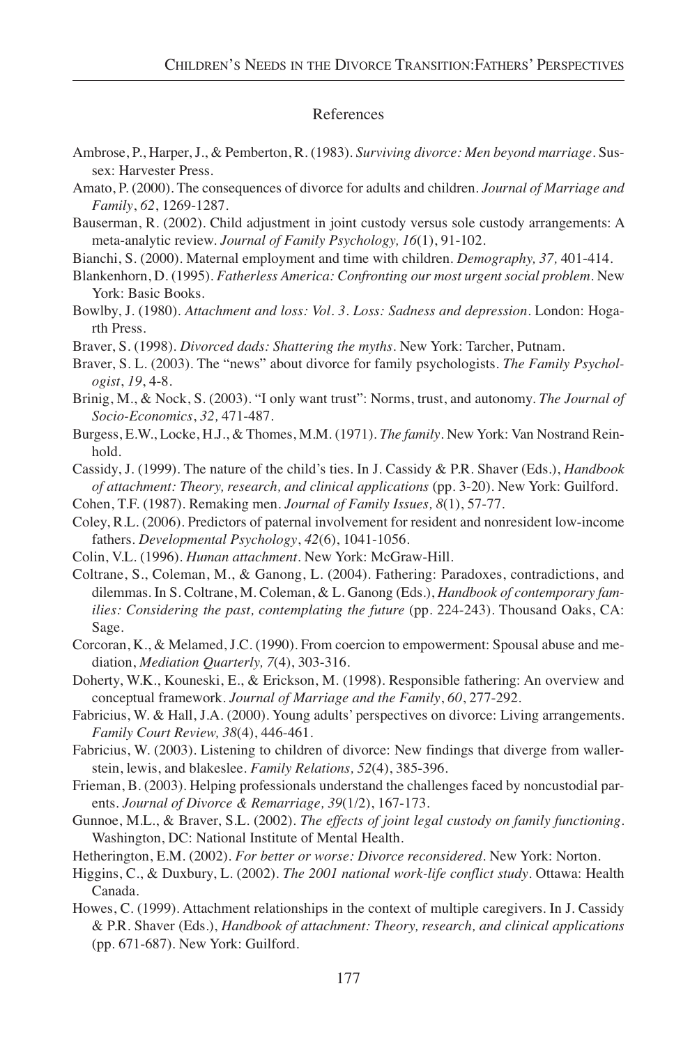## References

Ambrose, P., Harper, J., & Pemberton, R. (1983). *Surviving divorce: Men beyond marriage*. Sussex: Harvester Press.

Amato, P. (2000). The consequences of divorce for adults and children. *Journal of Marriage and Family*, *62*, 1269-1287.

Bauserman, R. (2002). Child adjustment in joint custody versus sole custody arrangements: A meta-analytic review. *Journal of Family Psychology, 16*(1), 91-102.

Bianchi, S. (2000). Maternal employment and time with children. *Demography, 37,* 401-414.

Blankenhorn, D. (1995). *Fatherless America: Confronting our most urgent social problem*. New York: Basic Books.

Bowlby, J. (1980). *Attachment and loss: Vol. 3. Loss: Sadness and depression*. London: Hogarth Press.

Braver, S. (1998). *Divorced dads: Shattering the myths*. New York: Tarcher, Putnam.

Braver, S. L. (2003). The "news" about divorce for family psychologists. *The Family Psychologist*, *19*, 4-8.

Brinig, M., & Nock, S. (2003). "I only want trust": Norms, trust, and autonomy. *The Journal of Socio-Economics*, *32,* 471-487.

Burgess, E.W., Locke, H.J., & Thomes, M.M. (1971). *The family*. New York: Van Nostrand Reinhold.

Cassidy, J. (1999). The nature of the child's ties. In J. Cassidy & P.R. Shaver (Eds.), *Handbook of attachment: Theory, research, and clinical applications* (pp. 3-20). New York: Guilford.

Cohen, T.F. (1987). Remaking men. *Journal of Family Issues, 8*(1), 57-77.

Coley, R.L. (2006). Predictors of paternal involvement for resident and nonresident low-income fathers. *Developmental Psychology*, *42*(6), 1041-1056.

Colin, V.L. (1996). *Human attachment*. New York: McGraw-Hill.

Coltrane, S., Coleman, M., & Ganong, L. (2004). Fathering: Paradoxes, contradictions, and dilemmas. In S. Coltrane, M. Coleman, & L. Ganong (Eds.), *Handbook of contemporary families: Considering the past, contemplating the future* (pp. 224-243). Thousand Oaks, CA: Sage.

Corcoran, K., & Melamed, J.C. (1990). From coercion to empowerment: Spousal abuse and mediation, *Mediation Quarterly, 7*(4), 303-316.

Doherty, W.K., Kouneski, E., & Erickson, M. (1998). Responsible fathering: An overview and conceptual framework. *Journal of Marriage and the Family*, *60*, 277-292.

Fabricius, W. & Hall, J.A. (2000). Young adults' perspectives on divorce: Living arrangements. *Family Court Review, 38*(4), 446-461.

Fabricius, W. (2003). Listening to children of divorce: New findings that diverge from wallerstein, lewis, and blakeslee. *Family Relations, 52*(4), 385-396.

Frieman, B. (2003). Helping professionals understand the challenges faced by noncustodial parents. *Journal of Divorce & Remarriage, 39*(1/2), 167-173.

Gunnoe, M.L., & Braver, S.L. (2002). *The effects of joint legal custody on family functioning*. Washington, DC: National Institute of Mental Health.

Hetherington, E.M. (2002). *For better or worse: Divorce reconsidered*. New York: Norton.

Higgins, C., & Duxbury, L. (2002). *The 2001 national work-life conflict study*. Ottawa: Health Canada.

Howes, C. (1999). Attachment relationships in the context of multiple caregivers. In J. Cassidy & P.R. Shaver (Eds.), *Handbook of attachment: Theory, research, and clinical applications* (pp. 671-687). New York: Guilford.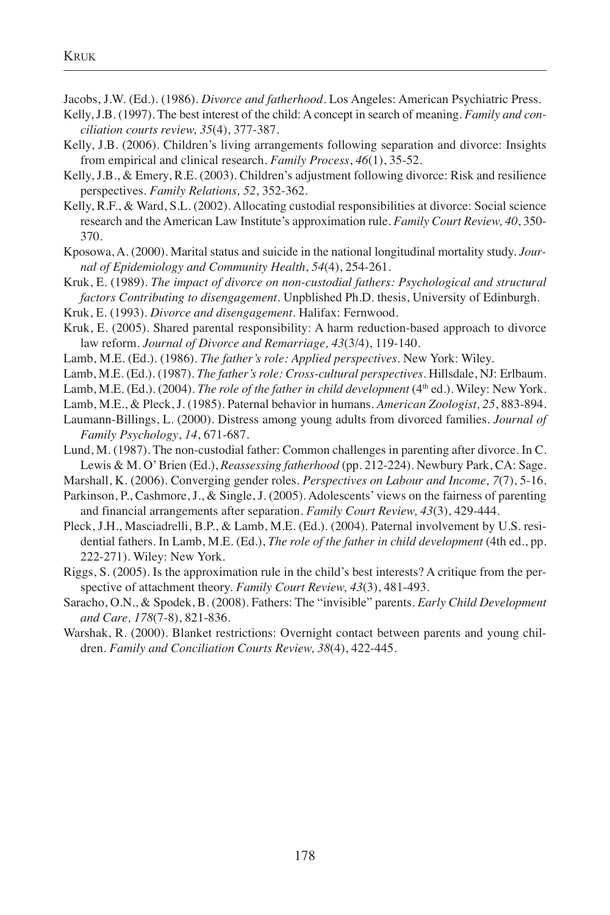Jacobs, J.W. (Ed.). (1986). *Divorce and fatherhood*. Los Angeles: American Psychiatric Press.

Kelly, J.B. (1997). The best interest of the child: A concept in search of meaning. *Family and conciliation courts review, 35*(4), 377-387.

Kelly, J.B. (2006). Children's living arrangements following separation and divorce: Insights from empirical and clinical research. *Family Process*, *46*(1), 35-52.

Kelly, J.B., & Emery, R.E. (2003). Children's adjustment following divorce: Risk and resilience perspectives. *Family Relations, 52*, 352-362.

Kelly, R.F., & Ward, S.L. (2002). Allocating custodial responsibilities at divorce: Social science research and the American Law Institute's approximation rule. *Family Court Review, 40*, 350-370.

Kposowa, A. (2000). Marital status and suicide in the national longitudinal mortality study. *Journal of Epidemiology and Community Health*, *54*(4), 254-261.

Kruk, E. (1989). *The impact of divorce on non-custodial fathers: Psychological and structural factors Contributing to disengagement*. Unpblished Ph.D. thesis, University of Edinburgh.

Kruk, E. (1993). *Divorce and disengagement*. Halifax: Fernwood.

Kruk, E. (2005). Shared parental responsibility: A harm reduction-based approach to divorce law reform. *Journal of Divorce and Remarriage, 43*(3/4), 119-140.

Lamb, M.E. (Ed.). (1986). *The father's role: Applied perspectives*. New York: Wiley.

Lamb, M.E. (Ed.). (1987). *The father's role: Cross-cultural perspectives*. Hillsdale, NJ: Erlbaum.

Lamb, M.E. (Ed.). (2004). *The role of the father in child development* (4th ed.). Wiley: New York.

Lamb, M.E., & Pleck, J. (1985). Paternal behavior in humans. *American Zoologist, 25*, 883-894.

Laumann-Billings, L. (2000). Distress among young adults from divorced families. *Journal of Family Psychology*, *14*, 671-687.

Lund, M. (1987). The non-custodial father: Common challenges in parenting after divorce. In C. Lewis & M. O' Brien (Ed.), *Reassessing fatherhood* (pp. 212-224). Newbury Park, CA: Sage.

Marshall, K. (2006). Converging gender roles. *Perspectives on Labour and Income, 7*(7), 5-16.

Parkinson, P., Cashmore, J., & Single, J. (2005). Adolescents' views on the fairness of parenting and financial arrangements after separation. *Family Court Review, 43*(3), 429-444.

Pleck, J.H., Masciadrelli, B.P., & Lamb, M.E. (Ed.). (2004). Paternal involvement by U.S. residential fathers. In Lamb, M.E. (Ed.), *The role of the father in child development* (4th ed., pp. 222-271). Wiley: New York.

Riggs, S. (2005). Is the approximation rule in the child's best interests? A critique from the perspective of attachment theory. *Family Court Review, 43*(3), 481-493.

Saracho, O.N., & Spodek, B. (2008). Fathers: The "invisible" parents. *Early Child Development and Care, 178*(7-8), 821-836.

Warshak, R. (2000). Blanket restrictions: Overnight contact between parents and young children. *Family and Conciliation Courts Review, 38*(4), 422-445.